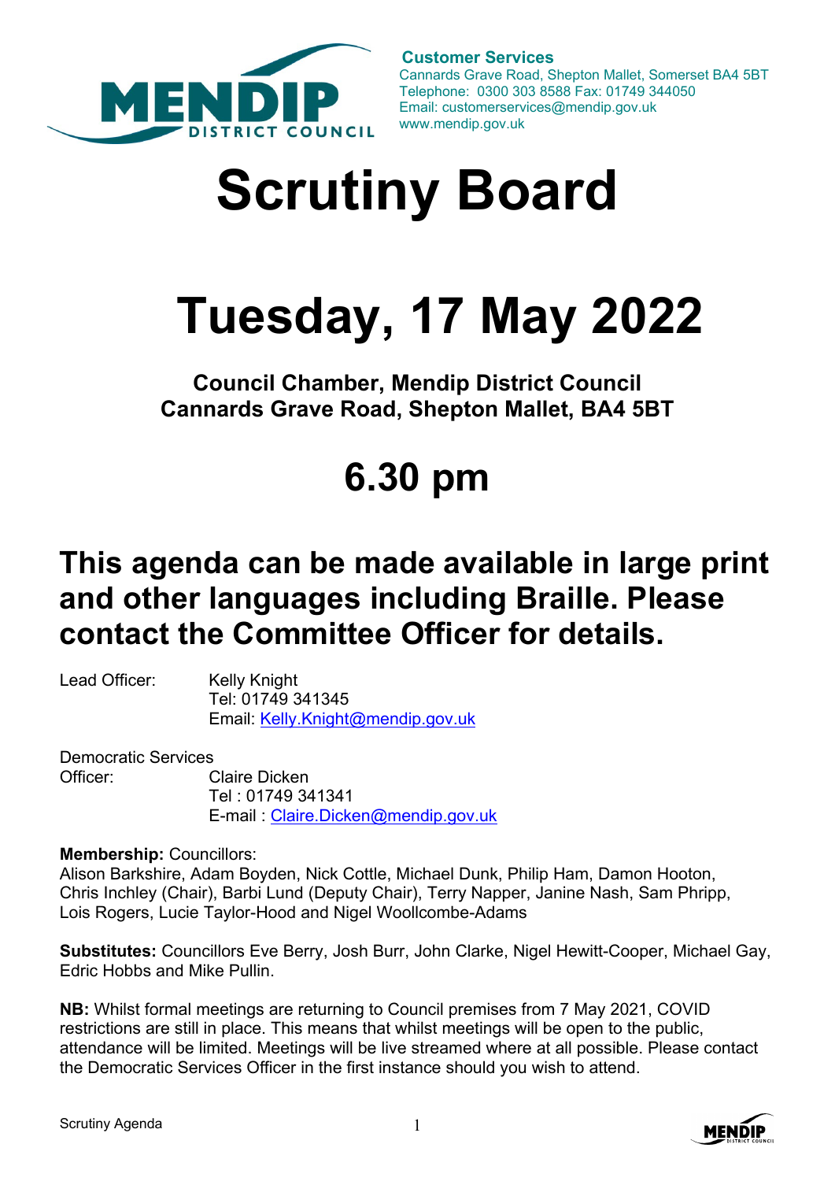**Customer Services**
Cannards Grave Road, Shepton Mallet, Somerset BA4 5BT
Telephone: 0300 303 8588 Fax: 01749 344050
Email: customerservices@mendip.gov.uk
www.mendip.gov.uk

# Scrutiny Board

# Tuesday, 17 May 2022

**Council Chamber, Mendip District Council**
**Cannards Grave Road, Shepton Mallet, BA4 5BT**

# 6.30 pm

## This agenda can be made available in large print and other languages including Braille. Please contact the Committee Officer for details.

Lead Officer: Kelly Knight
Tel: 01749 341345
Email: Kelly.Knight@mendip.gov.uk

Democratic Services Officer: Claire Dicken
Tel : 01749 341341
E-mail : Claire.Dicken@mendip.gov.uk

**Membership:** Councillors:
Alison Barkshire, Adam Boyden, Nick Cottle, Michael Dunk, Philip Ham, Damon Hooton, Chris Inchley (Chair), Barbi Lund (Deputy Chair), Terry Napper, Janine Nash, Sam Phripp, Lois Rogers, Lucie Taylor-Hood and Nigel Woollcombe-Adams

**Substitutes:** Councillors Eve Berry, Josh Burr, John Clarke, Nigel Hewitt-Cooper, Michael Gay, Edric Hobbs and Mike Pullin.

**NB:** Whilst formal meetings are returning to Council premises from 7 May 2021, COVID restrictions are still in place. This means that whilst meetings will be open to the public, attendance will be limited. Meetings will be live streamed where at all possible. Please contact the Democratic Services Officer in the first instance should you wish to attend.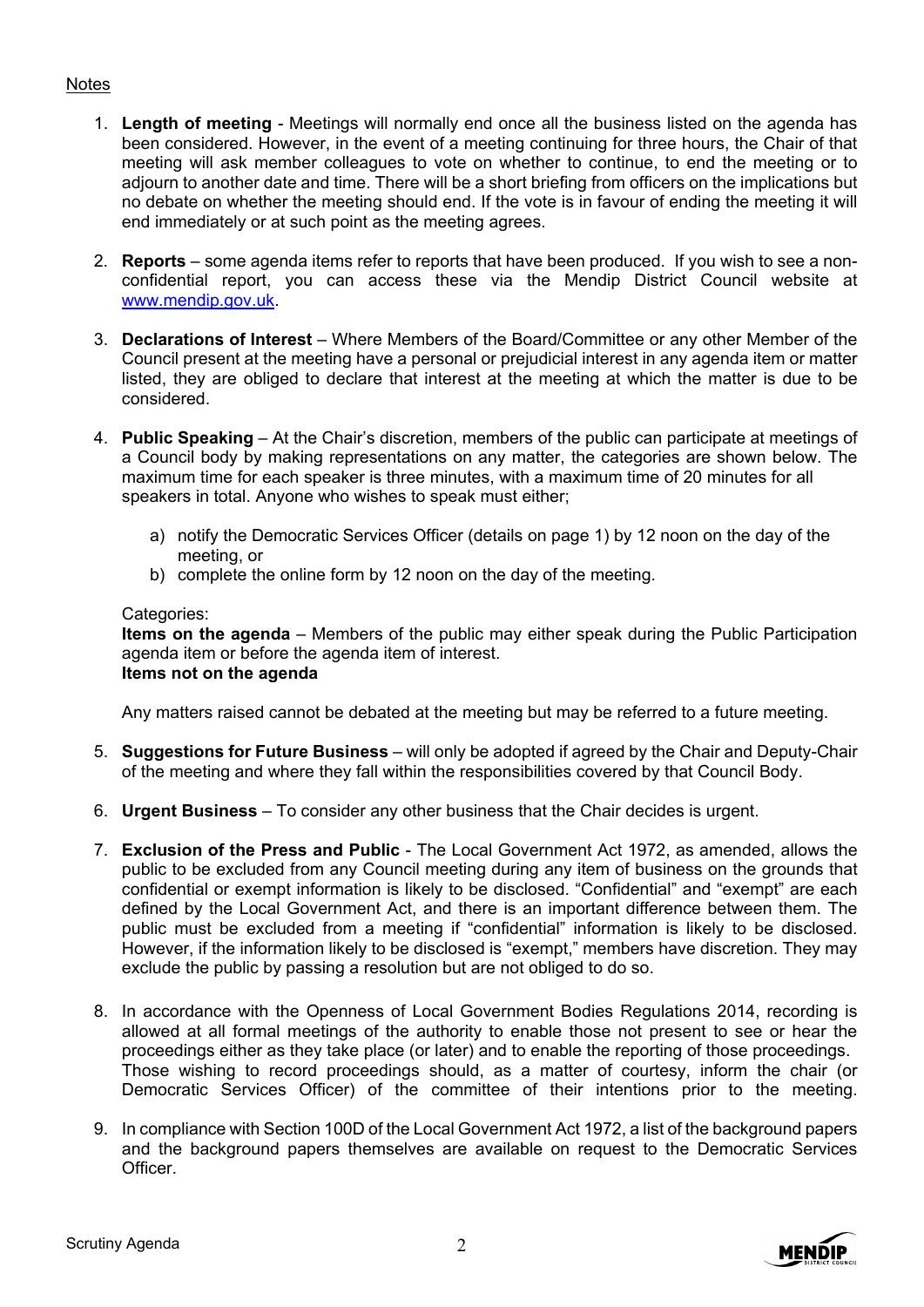Notes

1. **Length of meeting** - Meetings will normally end once all the business listed on the agenda has been considered. However, in the event of a meeting continuing for three hours, the Chair of that meeting will ask member colleagues to vote on whether to continue, to end the meeting or to adjourn to another date and time. There will be a short briefing from officers on the implications but no debate on whether the meeting should end. If the vote is in favour of ending the meeting it will end immediately or at such point as the meeting agrees.

2. **Reports** – some agenda items refer to reports that have been produced. If you wish to see a non-confidential report, you can access these via the Mendip District Council website at www.mendip.gov.uk.

3. **Declarations of Interest** – Where Members of the Board/Committee or any other Member of the Council present at the meeting have a personal or prejudicial interest in any agenda item or matter listed, they are obliged to declare that interest at the meeting at which the matter is due to be considered.

4. **Public Speaking** – At the Chair's discretion, members of the public can participate at meetings of a Council body by making representations on any matter, the categories are shown below. The maximum time for each speaker is three minutes, with a maximum time of 20 minutes for all speakers in total. Anyone who wishes to speak must either;

   a) notify the Democratic Services Officer (details on page 1) by 12 noon on the day of the meeting, or
   b) complete the online form by 12 noon on the day of the meeting.

   Categories:
   **Items on the agenda** – Members of the public may either speak during the Public Participation agenda item or before the agenda item of interest.
   **Items not on the agenda**

   Any matters raised cannot be debated at the meeting but may be referred to a future meeting.

5. **Suggestions for Future Business** – will only be adopted if agreed by the Chair and Deputy-Chair of the meeting and where they fall within the responsibilities covered by that Council Body.

6. **Urgent Business** – To consider any other business that the Chair decides is urgent.

7. **Exclusion of the Press and Public** - The Local Government Act 1972, as amended, allows the public to be excluded from any Council meeting during any item of business on the grounds that confidential or exempt information is likely to be disclosed. "Confidential" and "exempt" are each defined by the Local Government Act, and there is an important difference between them. The public must be excluded from a meeting if "confidential" information is likely to be disclosed. However, if the information likely to be disclosed is "exempt," members have discretion. They may exclude the public by passing a resolution but are not obliged to do so.

8. In accordance with the Openness of Local Government Bodies Regulations 2014, recording is allowed at all formal meetings of the authority to enable those not present to see or hear the proceedings either as they take place (or later) and to enable the reporting of those proceedings. Those wishing to record proceedings should, as a matter of courtesy, inform the chair (or Democratic Services Officer) of the committee of their intentions prior to the meeting.

9. In compliance with Section 100D of the Local Government Act 1972, a list of the background papers and the background papers themselves are available on request to the Democratic Services Officer.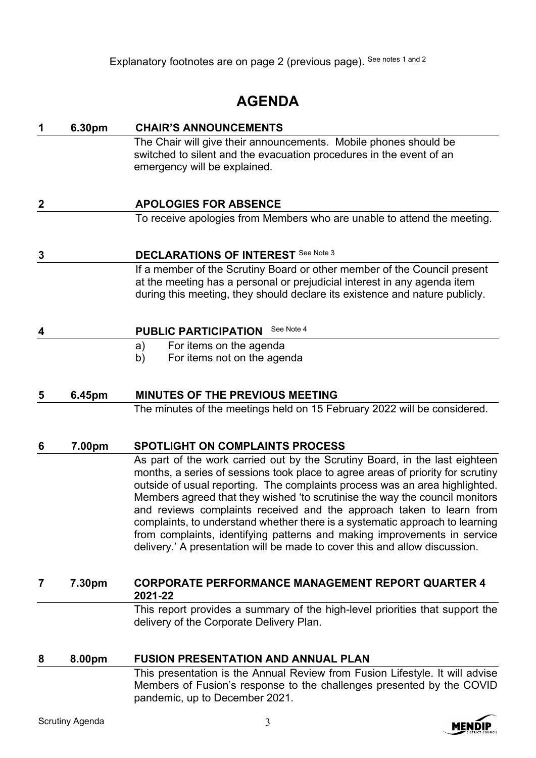Explanatory footnotes are on page 2 (previous page). See notes 1 and 2

# AGENDA

| | | |
|---|---|---|
| **1** | **6.30pm** | **CHAIR'S ANNOUNCEMENTS** |
| | | The Chair will give their announcements. Mobile phones should be switched to silent and the evacuation procedures in the event of an emergency will be explained. |
| **2** | | **APOLOGIES FOR ABSENCE** |
| | | To receive apologies from Members who are unable to attend the meeting. |
| **3** | | **DECLARATIONS OF INTEREST** See Note 3 |
| | | If a member of the Scrutiny Board or other member of the Council present at the meeting has a personal or prejudicial interest in any agenda item during this meeting, they should declare its existence and nature publicly. |
| **4** | | **PUBLIC PARTICIPATION** See Note 4 |
| | | a) For items on the agenda<br>b) For items not on the agenda |
| **5** | **6.45pm** | **MINUTES OF THE PREVIOUS MEETING** |
| | | The minutes of the meetings held on 15 February 2022 will be considered. |
| **6** | **7.00pm** | **SPOTLIGHT ON COMPLAINTS PROCESS** |
| | | As part of the work carried out by the Scrutiny Board, in the last eighteen months, a series of sessions took place to agree areas of priority for scrutiny outside of usual reporting. The complaints process was an area highlighted. Members agreed that they wished 'to scrutinise the way the council monitors and reviews complaints received and the approach taken to learn from complaints, to understand whether there is a systematic approach to learning from complaints, identifying patterns and making improvements in service delivery.' A presentation will be made to cover this and allow discussion. |
| **7** | **7.30pm** | **CORPORATE PERFORMANCE MANAGEMENT REPORT QUARTER 4 2021-22** |
| | | This report provides a summary of the high-level priorities that support the delivery of the Corporate Delivery Plan. |
| **8** | **8.00pm** | **FUSION PRESENTATION AND ANNUAL PLAN** |
| | | This presentation is the Annual Review from Fusion Lifestyle. It will advise Members of Fusion's response to the challenges presented by the COVID pandemic, up to December 2021. |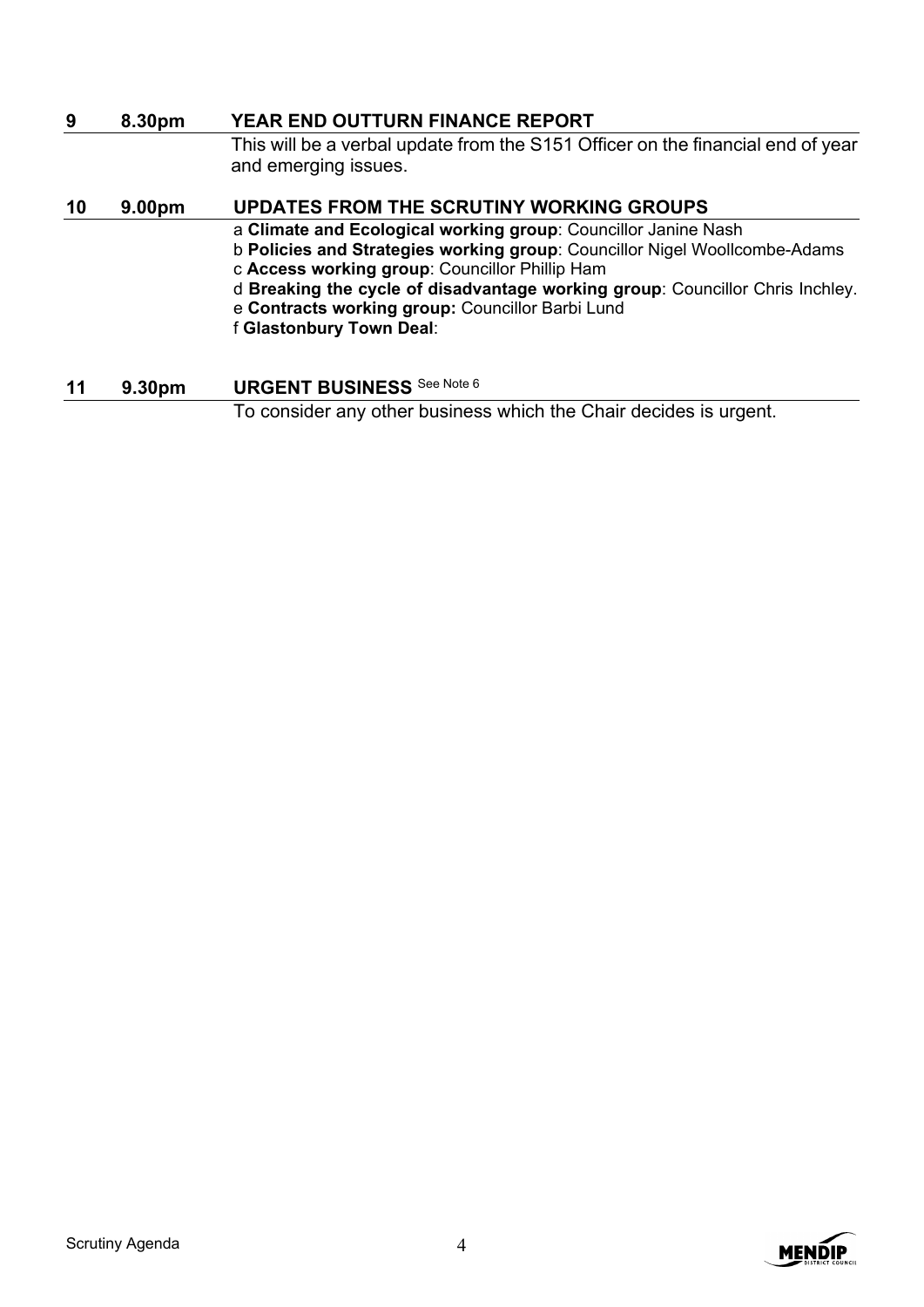**9** **8.30pm** **YEAR END OUTTURN FINANCE REPORT**

This will be a verbal update from the S151 Officer on the financial end of year and emerging issues.

**10** **9.00pm** **UPDATES FROM THE SCRUTINY WORKING GROUPS**

a **Climate and Ecological working group**: Councillor Janine Nash
b **Policies and Strategies working group**: Councillor Nigel Woollcombe-Adams
c **Access working group**: Councillor Phillip Ham
d **Breaking the cycle of disadvantage working group**: Councillor Chris Inchley.
e **Contracts working group:** Councillor Barbi Lund
f **Glastonbury Town Deal**:

**11** **9.30pm** **URGENT BUSINESS** See Note 6

To consider any other business which the Chair decides is urgent.